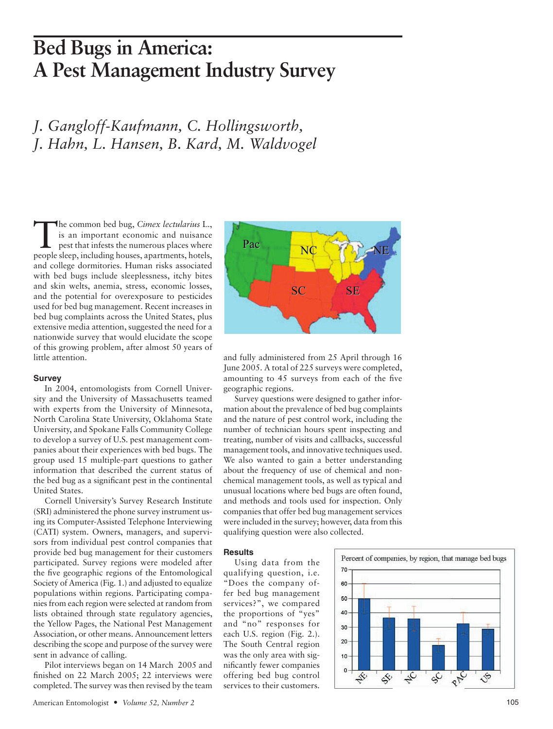# Bed Bugs in America: A Pest Management Industry Survey

*J. Gangloff-Kaufmann, C. Hollingsworth, J. Hahn, L. Hansen, B. Kard, M. Waldvogel*

The common bed bug, *Cimex lectularius* L., is an important economic and nuisance pest that infests the numerous places where people sleep, including houses, apartments, hotels, and college dormitories. Human risks associated with bed bugs include sleeplessness, itchy bites and skin welts, anemia, stress, economic losses, and the potential for overexposure to pesticides used for bed bug management. Recent increases in bed bug complaints across the United States, plus extensive media attention, suggested the need for a nationwide survey that would elucidate the scope of this growing problem, after almost 50 years of little attention.

### Survey

In 2004, entomologists from Cornell University and the University of Massachusetts teamed with experts from the University of Minnesota, North Carolina State University, Oklahoma State University, and Spokane Falls Community College to develop a survey of U.S. pest management companies about their experiences with bed bugs. The group used 15 multiple-part questions to gather information that described the current status of the bed bug as a significant pest in the continental United States.

Cornell University's Survey Research Institute (SRI) administered the phone survey instrument using its Computer-Assisted Telephone Interviewing (CATI) system. Owners, managers, and supervisors from individual pest control companies that provide bed bug management for their customers participated. Survey regions were modeled after the five geographic regions of the Entomological Society of America (Fig. 1.) and adjusted to equalize populations within regions. Participating companies from each region were selected at random from lists obtained through state regulatory agencies, the Yellow Pages, the National Pest Management Association, or other means. Announcement letters describing the scope and purpose of the survey were sent in advance of calling.

Pilot interviews began on 14 March 2005 and finished on 22 March 2005; 22 interviews were completed. The survey was then revised by the team and fully administered from 25 April through 16 June 2005. A total of 225 surveys were completed, amounting to 45 surveys from each of the five geographic regions.

Survey questions were designed to gather information about the prevalence of bed bug complaints and the nature of pest control work, including the number of technician hours spent inspecting and treating, number of visits and callbacks, successful management tools, and innovative techniques used. We also wanted to gain a better understanding about the frequency of use of chemical and nonchemical management tools, as well as typical and unusual locations where bed bugs are often found, and methods and tools used for inspection. Only companies that offer bed bug management services were included in the survey; however, data from this qualifying question were also collected.

### Results

Using data from the qualifying question, i.e. "Does the company offer bed bug management services?", we compared the proportions of "yes" and "no" responses for each U.S. region (Fig. 2.). The South Central region was the only area with significantly fewer companies offering bed bug control services to their customers.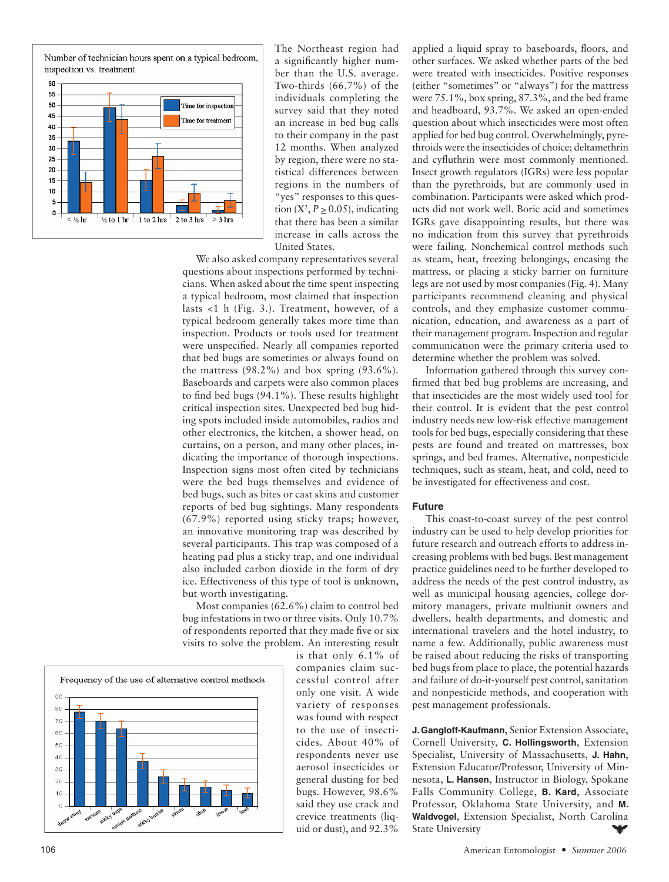Number of technician hours spent on a typical bedroom, inspection vs. treatment

60
55
50
45
40
35
30
25
20
15
10
5
0

Time for inspection
Time for treatment

< ½ hr
½ to 1 hr
1 to 2 hrs
2 to 3 hrs
> 3 hrs

The Northeast region had a significantly higher number than the U.S. average. Two-thirds (66.7%) of the individuals completing the survey said that they noted an increase in bed bug calls to their company in the past 12 months. When analyzed by region, there were no statistical differences between regions in the numbers of "yes" responses to this question ($X^2$, $P \geq 0.05$), indicating that there has been a similar increase in calls across the United States.

We also asked company representatives several questions about inspections performed by technicians. When asked about the time spent inspecting a typical bedroom, most claimed that inspection lasts <1 h (Fig. 3.). Treatment, however, of a typical bedroom generally takes more time than inspection. Products or tools used for treatment were unspecified. Nearly all companies reported that bed bugs are sometimes or always found on the mattress (98.2%) and box spring (93.6%). Baseboards and carpets were also common places to find bed bugs (94.1%). These results highlight critical inspection sites. Unexpected bed bug hiding spots included inside automobiles, radios and other electronics, the kitchen, a shower head, on curtains, on a person, and many other places, indicating the importance of thorough inspections. Inspection signs most often cited by technicians were the bed bugs themselves and evidence of bed bugs, such as bites or cast skins and customer reports of bed bug sightings. Many respondents (67.9%) reported using sticky traps; however, an innovative monitoring trap was described by several participants. This trap was composed of a heating pad plus a sticky trap, and one individual also included carbon dioxide in the form of dry ice. Effectiveness of this type of tool is unknown, but worth investigating.

Most companies (62.6%) claim to control bed bug infestations in two or three visits. Only 10.7% of respondents reported that they made five or six visits to solve the problem. An interesting result is that only 6.1% of companies claim successful control after only one visit. A wide variety of responses was found with respect to the use of insecticides. About 40% of respondents never use aerosol insecticides or general dusting for bed bugs. However, 98.6% said they use crack and crevice treatments (liquid or dust), and 92.3% applied a liquid spray to baseboards, floors, and other surfaces. We asked whether parts of the bed were treated with insecticides. Positive responses (either "sometimes" or "always") for the mattress were 75.1%, box spring, 87.3%, and the bed frame and headboard, 93.7%. We asked an open-ended question about which insecticides were most often applied for bed bug control. Overwhelmingly, pyrethroids were the insecticides of choice; deltamethrin and cyfluthrin were most commonly mentioned. Insect growth regulators (IGRs) were less popular than the pyrethroids, but are commonly used in combination. Participants were asked which products did not work well. Boric acid and sometimes IGRs gave disappointing results, but there was no indication from this survey that pyrethroids were failing. Nonchemical control methods such as steam, heat, freezing belongings, encasing the mattress, or placing a sticky barrier on furniture legs are not used by most companies (Fig. 4). Many participants recommend cleaning and physical controls, and they emphasize customer communication, education, and awareness as a part of their management program. Inspection and regular communication were the primary criteria used to determine whether the problem was solved.

Frequency of the use of alternative control methods

90
80
70
60
50
40
30
20
10
0

throw away
vacuum
sticky traps
encase mattress
sticky barrier
steam
other
freeze
heat

Information gathered through this survey confirmed that bed bug problems are increasing, and that insecticides are the most widely used tool for their control. It is evident that the pest control industry needs new low-risk effective management tools for bed bugs, especially considering that these pests are found and treated on mattresses, box springs, and bed frames. Alternative, nonpesticide techniques, such as steam, heat, and cold, need to be investigated for effectiveness and cost.

## Future

This coast-to-coast survey of the pest control industry can be used to help develop priorities for future research and outreach efforts to address increasing problems with bed bugs. Best management practice guidelines need to be further developed to address the needs of the pest control industry, as well as municipal housing agencies, college dormitory managers, private multiunit owners and dwellers, health departments, and domestic and international travelers and the hotel industry, to name a few. Additionally, public awareness must be raised about reducing the risks of transporting bed bugs from place to place, the potential hazards and failure of do-it-yourself pest control, sanitation and nonpesticide methods, and cooperation with pest management professionals.

**J. Gangloff-Kaufmann**, Senior Extension Associate, Cornell University, **C. Hollingsworth**, Extension Specialist, University of Massachusetts, **J. Hahn**, Extension Educator/Professor, University of Minnesota, **L. Hansen**, Instructor in Biology, Spokane Falls Community College, **B. Kard**, Associate Professor, Oklahoma State University, and **M. Waldvogel**, Extension Specialist, North Carolina State University